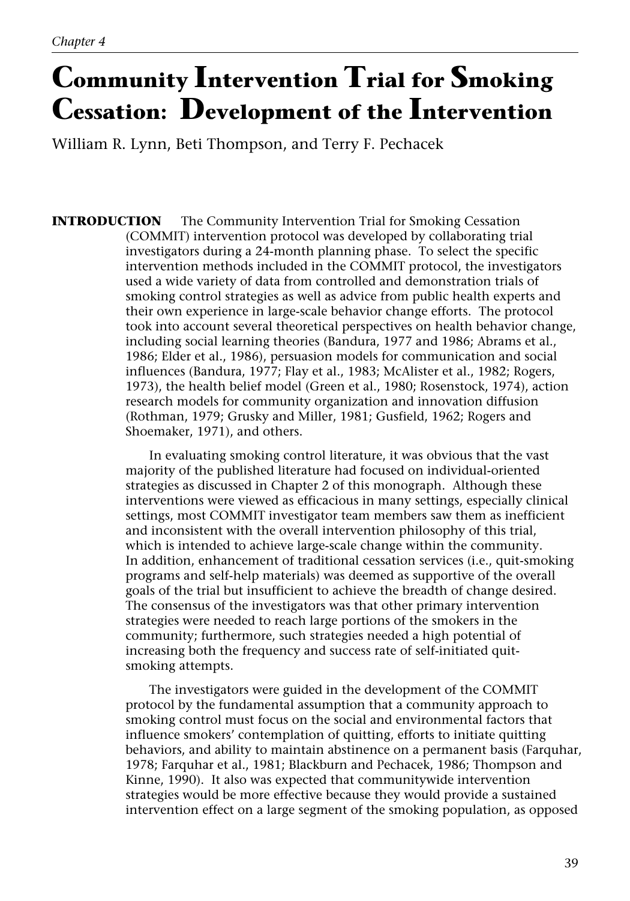*Chapter 4*

# Community Intervention Trial for Smoking Cessation: Development of the Intervention

William R. Lynn, Beti Thompson, and Terry F. Pechacek

**INTRODUCTION** The Community Intervention Trial for Smoking Cessation (COMMIT) intervention protocol was developed by collaborating trial investigators during a 24-month planning phase. To select the specific intervention methods included in the COMMIT protocol, the investigators used a wide variety of data from controlled and demonstration trials of smoking control strategies as well as advice from public health experts and their own experience in large-scale behavior change efforts. The protocol took into account several theoretical perspectives on health behavior change, including social learning theories (Bandura, 1977 and 1986; Abrams et al., 1986; Elder et al., 1986), persuasion models for communication and social influences (Bandura, 1977; Flay et al., 1983; McAlister et al., 1982; Rogers, 1973), the health belief model (Green et al., 1980; Rosenstock, 1974), action research models for community organization and innovation diffusion (Rothman, 1979; Grusky and Miller, 1981; Gusfield, 1962; Rogers and Shoemaker, 1971), and others.

In evaluating smoking control literature, it was obvious that the vast majority of the published literature had focused on individual-oriented strategies as discussed in Chapter 2 of this monograph. Although these interventions were viewed as efficacious in many settings, especially clinical settings, most COMMIT investigator team members saw them as inefficient and inconsistent with the overall intervention philosophy of this trial, which is intended to achieve large-scale change within the community. In addition, enhancement of traditional cessation services (i.e., quit-smoking programs and self-help materials) was deemed as supportive of the overall goals of the trial but insufficient to achieve the breadth of change desired. The consensus of the investigators was that other primary intervention strategies were needed to reach large portions of the smokers in the community; furthermore, such strategies needed a high potential of increasing both the frequency and success rate of self-initiated quit-smoking attempts.

The investigators were guided in the development of the COMMIT protocol by the fundamental assumption that a community approach to smoking control must focus on the social and environmental factors that influence smokers' contemplation of quitting, efforts to initiate quitting behaviors, and ability to maintain abstinence on a permanent basis (Farquhar, 1978; Farquhar et al., 1981; Blackburn and Pechacek, 1986; Thompson and Kinne, 1990). It also was expected that communitywide intervention strategies would be more effective because they would provide a sustained intervention effect on a large segment of the smoking population, as opposed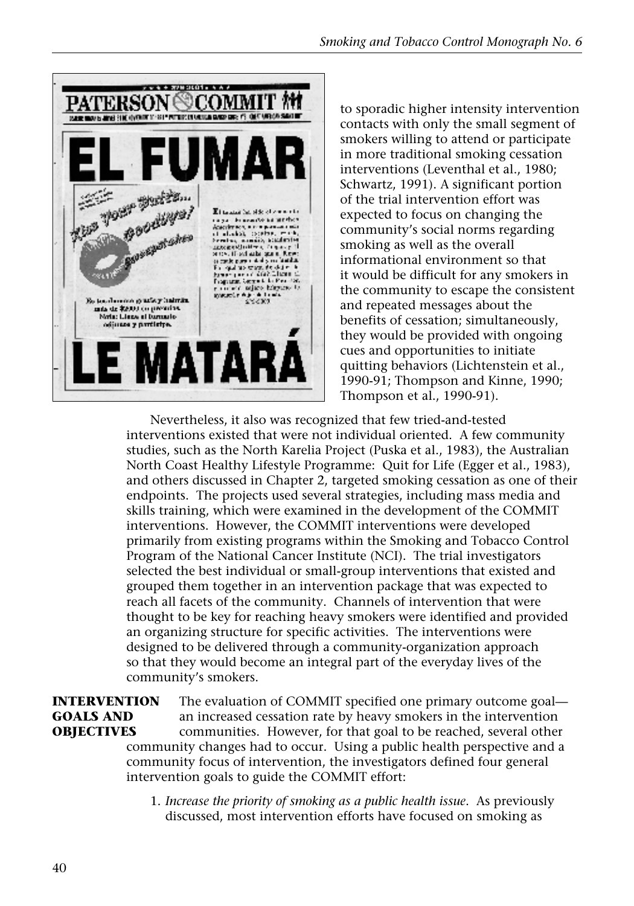to sporadic higher intensity intervention contacts with only the small segment of smokers willing to attend or participate in more traditional smoking cessation interventions (Leventhal et al., 1980; Schwartz, 1991). A significant portion of the trial intervention effort was expected to focus on changing the community's social norms regarding smoking as well as the overall informational environment so that it would be difficult for any smokers in the community to escape the consistent and repeated messages about the benefits of cessation; simultaneously, they would be provided with ongoing cues and opportunities to initiate quitting behaviors (Lichtenstein et al., 1990-91; Thompson and Kinne, 1990; Thompson et al., 1990-91).

Nevertheless, it also was recognized that few tried-and-tested interventions existed that were not individual oriented. A few community studies, such as the North Karelia Project (Puska et al., 1983), the Australian North Coast Healthy Lifestyle Programme: Quit for Life (Egger et al., 1983), and others discussed in Chapter 2, targeted smoking cessation as one of their endpoints. The projects used several strategies, including mass media and skills training, which were examined in the development of the COMMIT interventions. However, the COMMIT interventions were developed primarily from existing programs within the Smoking and Tobacco Control Program of the National Cancer Institute (NCI). The trial investigators selected the best individual or small-group interventions that existed and grouped them together in an intervention package that was expected to reach all facets of the community. Channels of intervention that were thought to be key for reaching heavy smokers were identified and provided an organizing structure for specific activities. The interventions were designed to be delivered through a community-organization approach so that they would become an integral part of the everyday lives of the community's smokers.

## INTERVENTION GOALS AND OBJECTIVES

The evaluation of COMMIT specified one primary outcome goal—an increased cessation rate by heavy smokers in the intervention communities. However, for that goal to be reached, several other community changes had to occur. Using a public health perspective and a community focus of intervention, the investigators defined four general intervention goals to guide the COMMIT effort:

1. *Increase the priority of smoking as a public health issue*. As previously discussed, most intervention efforts have focused on smoking as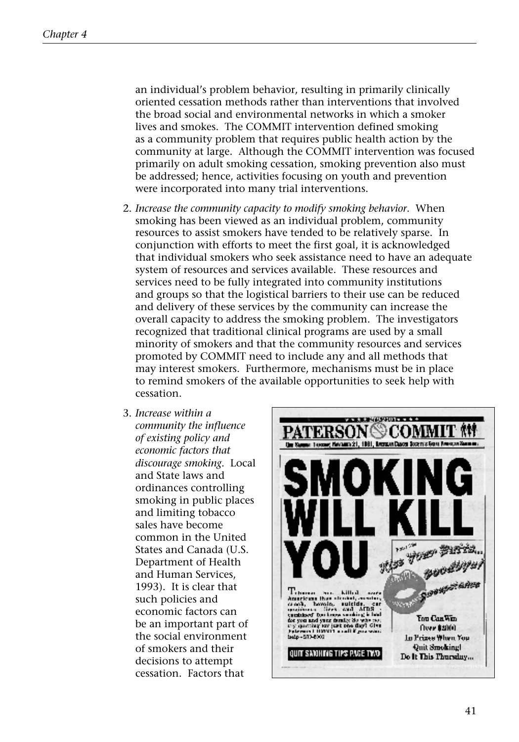an individual's problem behavior, resulting in primarily clinically oriented cessation methods rather than interventions that involved the broad social and environmental networks in which a smoker lives and smokes. The COMMIT intervention defined smoking as a community problem that requires public health action by the community at large. Although the COMMIT intervention was focused primarily on adult smoking cessation, smoking prevention also must be addressed; hence, activities focusing on youth and prevention were incorporated into many trial interventions.

2. *Increase the community capacity to modify smoking behavior.* When smoking has been viewed as an individual problem, community resources to assist smokers have tended to be relatively sparse. In conjunction with efforts to meet the first goal, it is acknowledged that individual smokers who seek assistance need to have an adequate system of resources and services available. These resources and services need to be fully integrated into community institutions and groups so that the logistical barriers to their use can be reduced and delivery of these services by the community can increase the overall capacity to address the smoking problem. The investigators recognized that traditional clinical programs are used by a small minority of smokers and that the community resources and services promoted by COMMIT need to include any and all methods that may interest smokers. Furthermore, mechanisms must be in place to remind smokers of the available opportunities to seek help with cessation.

3. *Increase within a community the influence of existing policy and economic factors that discourage smoking.* Local and State laws and ordinances controlling smoking in public places and limiting tobacco sales have become common in the United States and Canada (U.S. Department of Health and Human Services, 1993). It is clear that such policies and economic factors can be an important part of the social environment of smokers and their decisions to attempt cessation. Factors that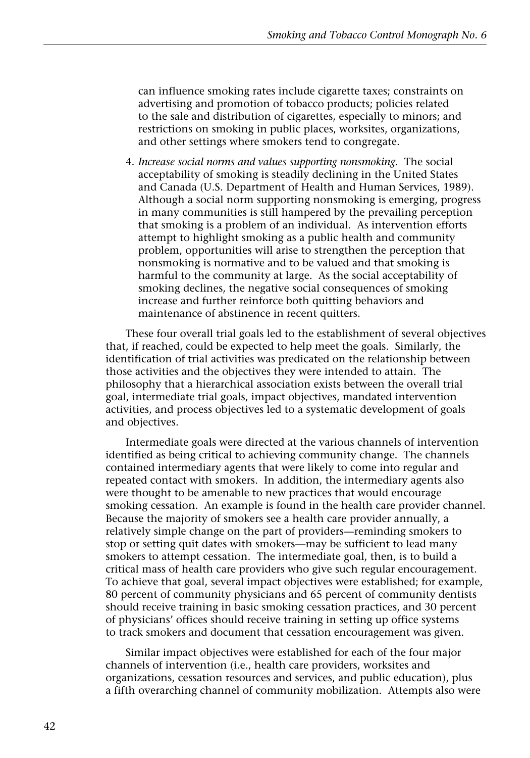can influence smoking rates include cigarette taxes; constraints on advertising and promotion of tobacco products; policies related to the sale and distribution of cigarettes, especially to minors; and restrictions on smoking in public places, worksites, organizations, and other settings where smokers tend to congregate.

4. *Increase social norms and values supporting nonsmoking.* The social acceptability of smoking is steadily declining in the United States and Canada (U.S. Department of Health and Human Services, 1989). Although a social norm supporting nonsmoking is emerging, progress in many communities is still hampered by the prevailing perception that smoking is a problem of an individual. As intervention efforts attempt to highlight smoking as a public health and community problem, opportunities will arise to strengthen the perception that nonsmoking is normative and to be valued and that smoking is harmful to the community at large. As the social acceptability of smoking declines, the negative social consequences of smoking increase and further reinforce both quitting behaviors and maintenance of abstinence in recent quitters.

These four overall trial goals led to the establishment of several objectives that, if reached, could be expected to help meet the goals. Similarly, the identification of trial activities was predicated on the relationship between those activities and the objectives they were intended to attain. The philosophy that a hierarchical association exists between the overall trial goal, intermediate trial goals, impact objectives, mandated intervention activities, and process objectives led to a systematic development of goals and objectives.

Intermediate goals were directed at the various channels of intervention identified as being critical to achieving community change. The channels contained intermediary agents that were likely to come into regular and repeated contact with smokers. In addition, the intermediary agents also were thought to be amenable to new practices that would encourage smoking cessation. An example is found in the health care provider channel. Because the majority of smokers see a health care provider annually, a relatively simple change on the part of providers—reminding smokers to stop or setting quit dates with smokers—may be sufficient to lead many smokers to attempt cessation. The intermediate goal, then, is to build a critical mass of health care providers who give such regular encouragement. To achieve that goal, several impact objectives were established; for example, 80 percent of community physicians and 65 percent of community dentists should receive training in basic smoking cessation practices, and 30 percent of physicians' offices should receive training in setting up office systems to track smokers and document that cessation encouragement was given.

Similar impact objectives were established for each of the four major channels of intervention (i.e., health care providers, worksites and organizations, cessation resources and services, and public education), plus a fifth overarching channel of community mobilization. Attempts also were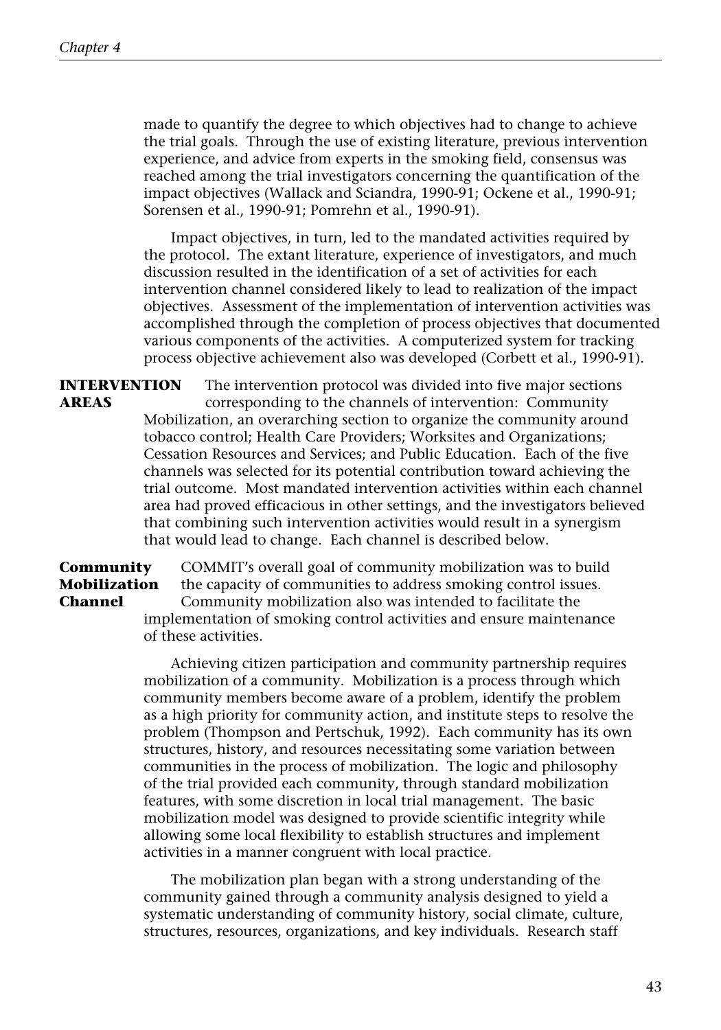made to quantify the degree to which objectives had to change to achieve the trial goals. Through the use of existing literature, previous intervention experience, and advice from experts in the smoking field, consensus was reached among the trial investigators concerning the quantification of the impact objectives (Wallack and Sciandra, 1990-91; Ockene et al., 1990-91; Sorensen et al., 1990-91; Pomrehn et al., 1990-91).

Impact objectives, in turn, led to the mandated activities required by the protocol. The extant literature, experience of investigators, and much discussion resulted in the identification of a set of activities for each intervention channel considered likely to lead to realization of the impact objectives. Assessment of the implementation of intervention activities was accomplished through the completion of process objectives that documented various components of the activities. A computerized system for tracking process objective achievement also was developed (Corbett et al., 1990-91).

## INTERVENTION AREAS

The intervention protocol was divided into five major sections corresponding to the channels of intervention: Community Mobilization, an overarching section to organize the community around tobacco control; Health Care Providers; Worksites and Organizations; Cessation Resources and Services; and Public Education. Each of the five channels was selected for its potential contribution toward achieving the trial outcome. Most mandated intervention activities within each channel area had proved efficacious in other settings, and the investigators believed that combining such intervention activities would result in a synergism that would lead to change. Each channel is described below.

### Community Mobilization Channel

COMMIT's overall goal of community mobilization was to build the capacity of communities to address smoking control issues. Community mobilization also was intended to facilitate the implementation of smoking control activities and ensure maintenance of these activities.

Achieving citizen participation and community partnership requires mobilization of a community. Mobilization is a process through which community members become aware of a problem, identify the problem as a high priority for community action, and institute steps to resolve the problem (Thompson and Pertschuk, 1992). Each community has its own structures, history, and resources necessitating some variation between communities in the process of mobilization. The logic and philosophy of the trial provided each community, through standard mobilization features, with some discretion in local trial management. The basic mobilization model was designed to provide scientific integrity while allowing some local flexibility to establish structures and implement activities in a manner congruent with local practice.

The mobilization plan began with a strong understanding of the community gained through a community analysis designed to yield a systematic understanding of community history, social climate, culture, structures, resources, organizations, and key individuals. Research staff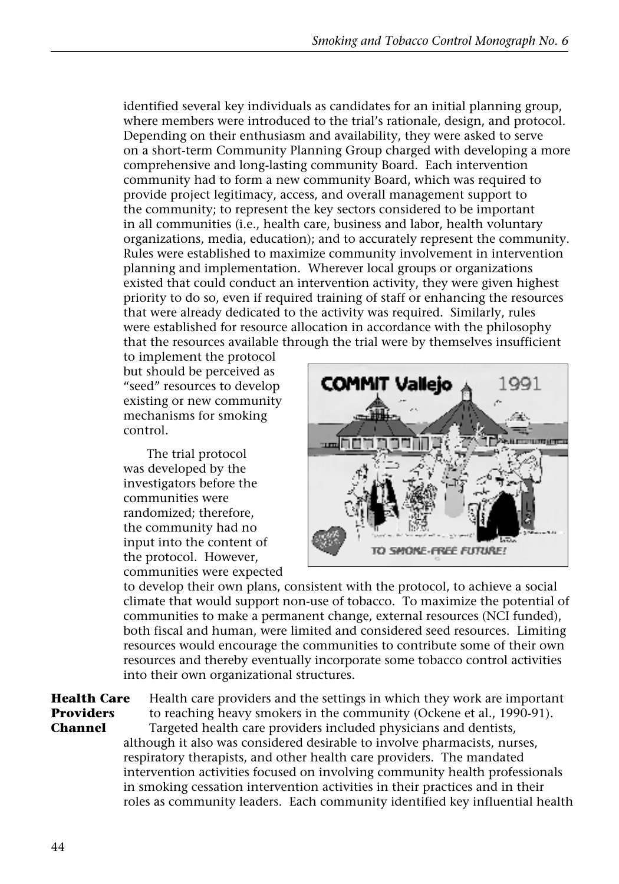identified several key individuals as candidates for an initial planning group, where members were introduced to the trial's rationale, design, and protocol. Depending on their enthusiasm and availability, they were asked to serve on a short-term Community Planning Group charged with developing a more comprehensive and long-lasting community Board. Each intervention community had to form a new community Board, which was required to provide project legitimacy, access, and overall management support to the community; to represent the key sectors considered to be important in all communities (i.e., health care, business and labor, health voluntary organizations, media, education); and to accurately represent the community. Rules were established to maximize community involvement in intervention planning and implementation. Wherever local groups or organizations existed that could conduct an intervention activity, they were given highest priority to do so, even if required training of staff or enhancing the resources that were already dedicated to the activity was required. Similarly, rules were established for resource allocation in accordance with the philosophy that the resources available through the trial were by themselves insufficient to implement the protocol but should be perceived as "seed" resources to develop existing or new community mechanisms for smoking control.

The trial protocol was developed by the investigators before the communities were randomized; therefore, the community had no input into the content of the protocol. However, communities were expected to develop their own plans, consistent with the protocol, to achieve a social climate that would support non-use of tobacco. To maximize the potential of communities to make a permanent change, external resources (NCI funded), both fiscal and human, were limited and considered seed resources. Limiting resources would encourage the communities to contribute some of their own resources and thereby eventually incorporate some tobacco control activities into their own organizational structures.

**Health Care Providers Channel**

Health care providers and the settings in which they work are important to reaching heavy smokers in the community (Ockene et al., 1990-91). Targeted health care providers included physicians and dentists, although it also was considered desirable to involve pharmacists, nurses, respiratory therapists, and other health care providers. The mandated intervention activities focused on involving community health professionals in smoking cessation intervention activities in their practices and in their roles as community leaders. Each community identified key influential health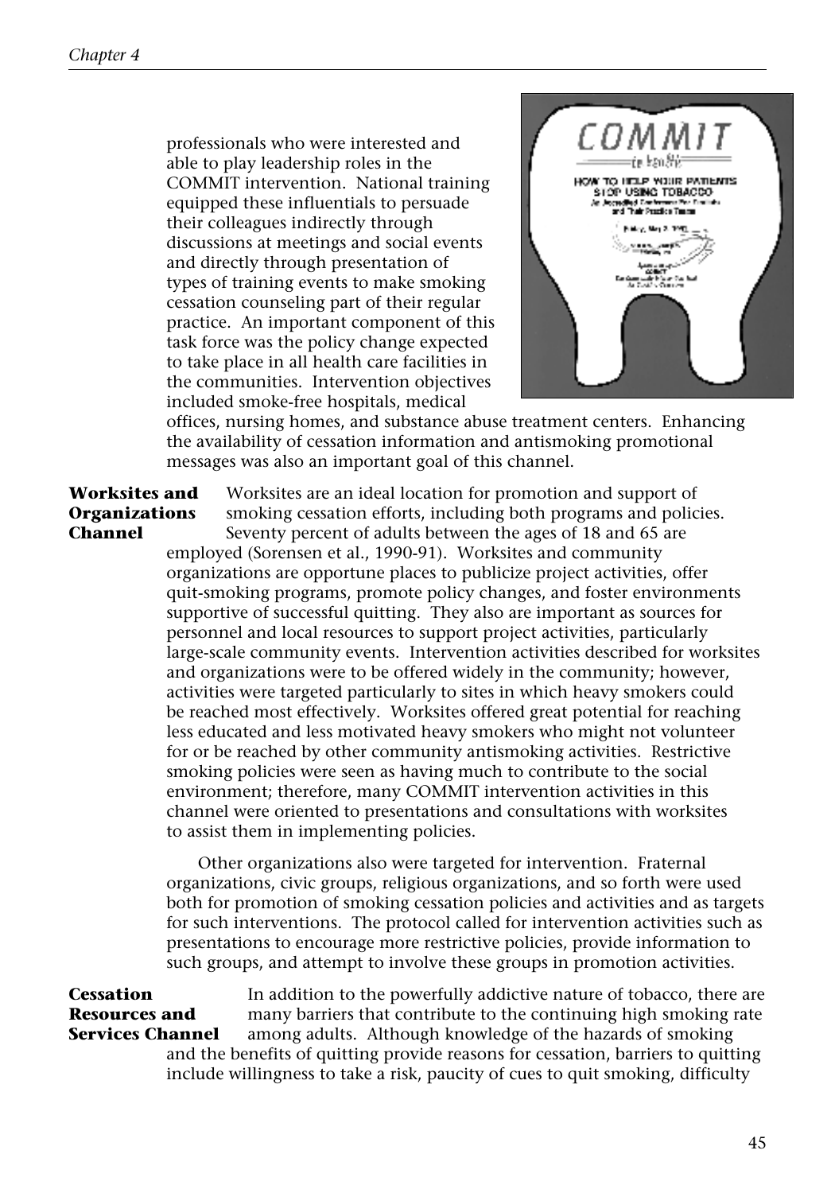professionals who were interested and able to play leadership roles in the COMMIT intervention. National training equipped these influentials to persuade their colleagues indirectly through discussions at meetings and social events and directly through presentation of types of training events to make smoking cessation counseling part of their regular practice. An important component of this task force was the policy change expected to take place in all health care facilities in the communities. Intervention objectives included smoke-free hospitals, medical offices, nursing homes, and substance abuse treatment centers. Enhancing the availability of cessation information and antismoking promotional messages was also an important goal of this channel.

**Worksites and Organizations Channel**

Worksites are an ideal location for promotion and support of smoking cessation efforts, including both programs and policies. Seventy percent of adults between the ages of 18 and 65 are employed (Sorensen et al., 1990-91). Worksites and community organizations are opportune places to publicize project activities, offer quit-smoking programs, promote policy changes, and foster environments supportive of successful quitting. They also are important as sources for personnel and local resources to support project activities, particularly large-scale community events. Intervention activities described for worksites and organizations were to be offered widely in the community; however, activities were targeted particularly to sites in which heavy smokers could be reached most effectively. Worksites offered great potential for reaching less educated and less motivated heavy smokers who might not volunteer for or be reached by other community antismoking activities. Restrictive smoking policies were seen as having much to contribute to the social environment; therefore, many COMMIT intervention activities in this channel were oriented to presentations and consultations with worksites to assist them in implementing policies.

Other organizations also were targeted for intervention. Fraternal organizations, civic groups, religious organizations, and so forth were used both for promotion of smoking cessation policies and activities and as targets for such interventions. The protocol called for intervention activities such as presentations to encourage more restrictive policies, provide information to such groups, and attempt to involve these groups in promotion activities.

**Cessation Resources and Services Channel**

In addition to the powerfully addictive nature of tobacco, there are many barriers that contribute to the continuing high smoking rate among adults. Although knowledge of the hazards of smoking and the benefits of quitting provide reasons for cessation, barriers to quitting include willingness to take a risk, paucity of cues to quit smoking, difficulty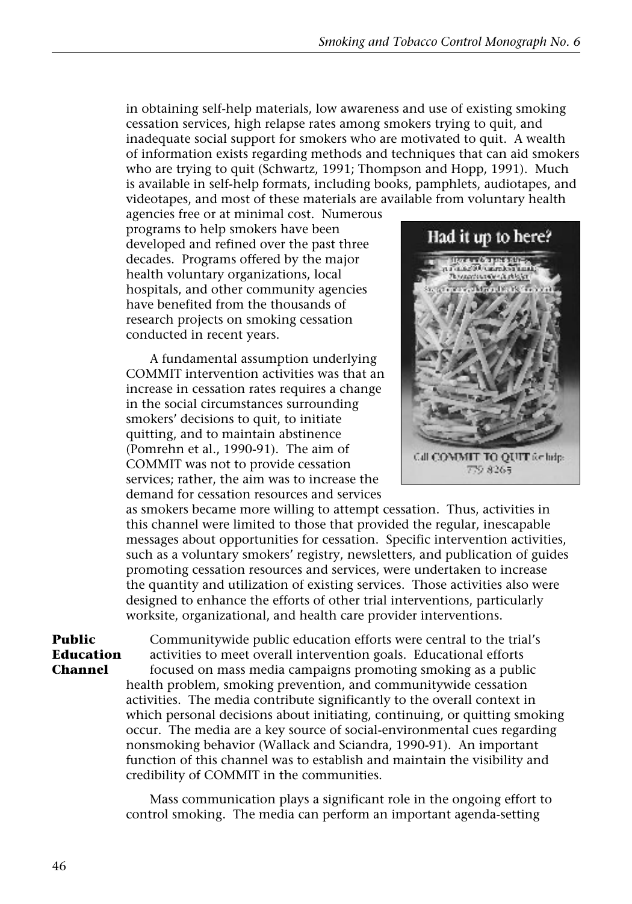in obtaining self-help materials, low awareness and use of existing smoking cessation services, high relapse rates among smokers trying to quit, and inadequate social support for smokers who are motivated to quit. A wealth of information exists regarding methods and techniques that can aid smokers who are trying to quit (Schwartz, 1991; Thompson and Hopp, 1991). Much is available in self-help formats, including books, pamphlets, audiotapes, and videotapes, and most of these materials are available from voluntary health agencies free or at minimal cost. Numerous programs to help smokers have been developed and refined over the past three decades. Programs offered by the major health voluntary organizations, local hospitals, and other community agencies have benefited from the thousands of research projects on smoking cessation conducted in recent years.

A fundamental assumption underlying COMMIT intervention activities was that an increase in cessation rates requires a change in the social circumstances surrounding smokers' decisions to quit, to initiate quitting, and to maintain abstinence (Pomrehn et al., 1990-91). The aim of COMMIT was not to provide cessation services; rather, the aim was to increase the demand for cessation resources and services as smokers became more willing to attempt cessation. Thus, activities in this channel were limited to those that provided the regular, inescapable messages about opportunities for cessation. Specific intervention activities, such as a voluntary smokers' registry, newsletters, and publication of guides promoting cessation resources and services, were undertaken to increase the quantity and utilization of existing services. Those activities also were designed to enhance the efforts of other trial interventions, particularly worksite, organizational, and health care provider interventions.

Had it up to here?

Call COMMIT TO QUIT for help: 779 8265

## Public Education Channel

Communitywide public education efforts were central to the trial's activities to meet overall intervention goals. Educational efforts focused on mass media campaigns promoting smoking as a public health problem, smoking prevention, and communitywide cessation activities. The media contribute significantly to the overall context in which personal decisions about initiating, continuing, or quitting smoking occur. The media are a key source of social-environmental cues regarding nonsmoking behavior (Wallack and Sciandra, 1990-91). An important function of this channel was to establish and maintain the visibility and credibility of COMMIT in the communities.

Mass communication plays a significant role in the ongoing effort to control smoking. The media can perform an important agenda-setting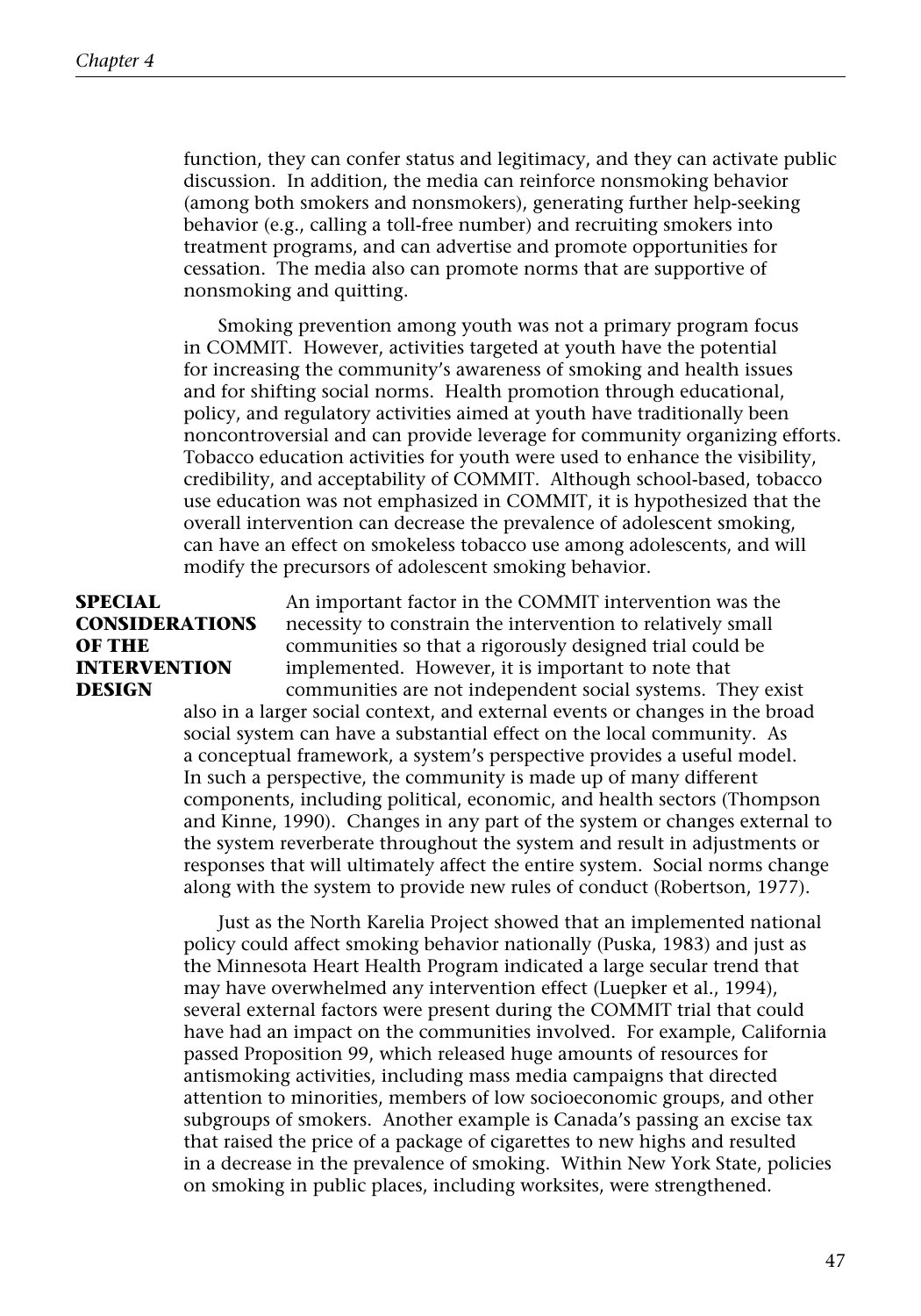function, they can confer status and legitimacy, and they can activate public discussion. In addition, the media can reinforce nonsmoking behavior (among both smokers and nonsmokers), generating further help-seeking behavior (e.g., calling a toll-free number) and recruiting smokers into treatment programs, and can advertise and promote opportunities for cessation. The media also can promote norms that are supportive of nonsmoking and quitting.

Smoking prevention among youth was not a primary program focus in COMMIT. However, activities targeted at youth have the potential for increasing the community's awareness of smoking and health issues and for shifting social norms. Health promotion through educational, policy, and regulatory activities aimed at youth have traditionally been noncontroversial and can provide leverage for community organizing efforts. Tobacco education activities for youth were used to enhance the visibility, credibility, and acceptability of COMMIT. Although school-based, tobacco use education was not emphasized in COMMIT, it is hypothesized that the overall intervention can decrease the prevalence of adolescent smoking, can have an effect on smokeless tobacco use among adolescents, and will modify the precursors of adolescent smoking behavior.

## SPECIAL CONSIDERATIONS OF THE INTERVENTION DESIGN

An important factor in the COMMIT intervention was the necessity to constrain the intervention to relatively small communities so that a rigorously designed trial could be implemented. However, it is important to note that communities are not independent social systems. They exist also in a larger social context, and external events or changes in the broad social system can have a substantial effect on the local community. As a conceptual framework, a system's perspective provides a useful model. In such a perspective, the community is made up of many different components, including political, economic, and health sectors (Thompson and Kinne, 1990). Changes in any part of the system or changes external to the system reverberate throughout the system and result in adjustments or responses that will ultimately affect the entire system. Social norms change along with the system to provide new rules of conduct (Robertson, 1977).

Just as the North Karelia Project showed that an implemented national policy could affect smoking behavior nationally (Puska, 1983) and just as the Minnesota Heart Health Program indicated a large secular trend that may have overwhelmed any intervention effect (Luepker et al., 1994), several external factors were present during the COMMIT trial that could have had an impact on the communities involved. For example, California passed Proposition 99, which released huge amounts of resources for antismoking activities, including mass media campaigns that directed attention to minorities, members of low socioeconomic groups, and other subgroups of smokers. Another example is Canada's passing an excise tax that raised the price of a package of cigarettes to new highs and resulted in a decrease in the prevalence of smoking. Within New York State, policies on smoking in public places, including worksites, were strengthened.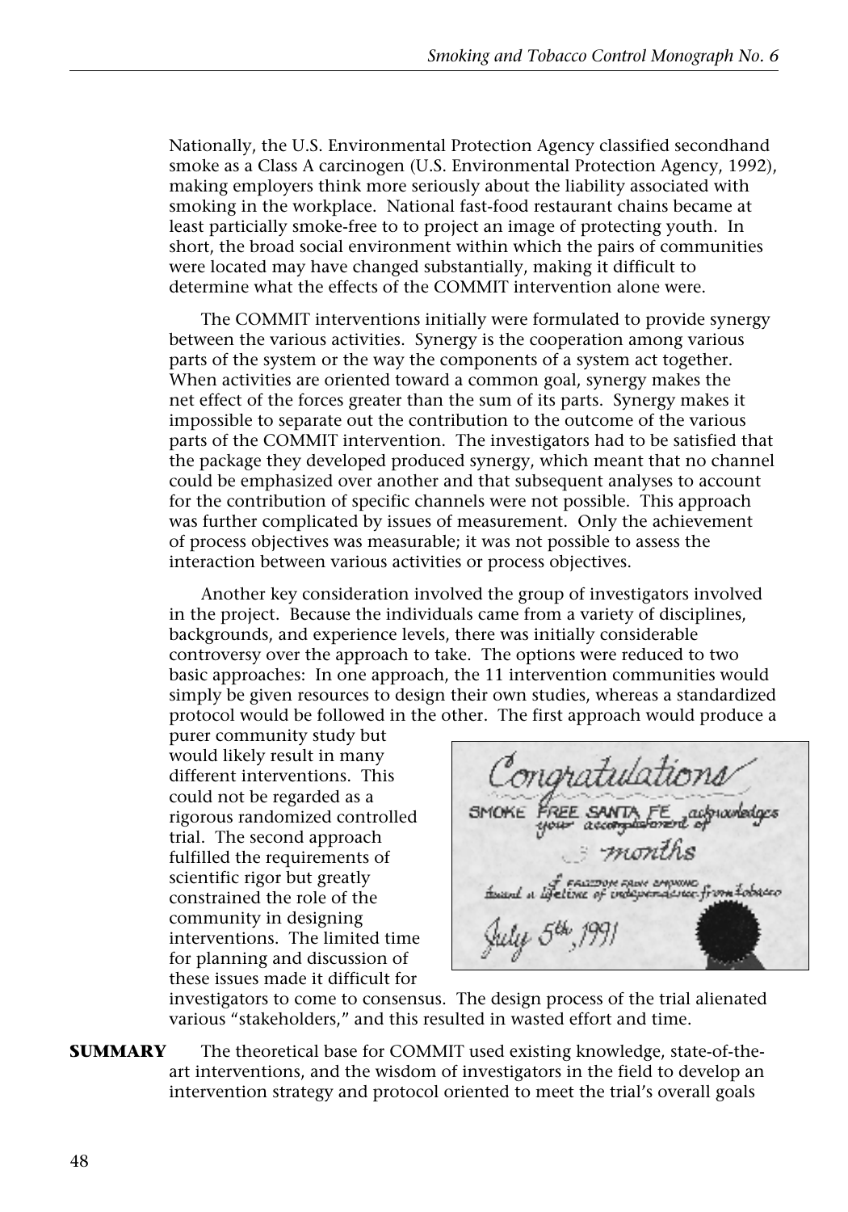Nationally, the U.S. Environmental Protection Agency classified secondhand smoke as a Class A carcinogen (U.S. Environmental Protection Agency, 1992), making employers think more seriously about the liability associated with smoking in the workplace. National fast-food restaurant chains became at least particially smoke-free to to project an image of protecting youth. In short, the broad social environment within which the pairs of communities were located may have changed substantially, making it difficult to determine what the effects of the COMMIT intervention alone were.

The COMMIT interventions initially were formulated to provide synergy between the various activities. Synergy is the cooperation among various parts of the system or the way the components of a system act together. When activities are oriented toward a common goal, synergy makes the net effect of the forces greater than the sum of its parts. Synergy makes it impossible to separate out the contribution to the outcome of the various parts of the COMMIT intervention. The investigators had to be satisfied that the package they developed produced synergy, which meant that no channel could be emphasized over another and that subsequent analyses to account for the contribution of specific channels were not possible. This approach was further complicated by issues of measurement. Only the achievement of process objectives was measurable; it was not possible to assess the interaction between various activities or process objectives.

Another key consideration involved the group of investigators involved in the project. Because the individuals came from a variety of disciplines, backgrounds, and experience levels, there was initially considerable controversy over the approach to take. The options were reduced to two basic approaches: In one approach, the 11 intervention communities would simply be given resources to design their own studies, whereas a standardized protocol would be followed in the other. The first approach would produce a purer community study but would likely result in many different interventions. This could not be regarded as a rigorous randomized controlled trial. The second approach fulfilled the requirements of scientific rigor but greatly constrained the role of the community in designing interventions. The limited time for planning and discussion of these issues made it difficult for investigators to come to consensus. The design process of the trial alienated various "stakeholders," and this resulted in wasted effort and time.

**SUMMARY** The theoretical base for COMMIT used existing knowledge, state-of-the-art interventions, and the wisdom of investigators in the field to develop an intervention strategy and protocol oriented to meet the trial's overall goals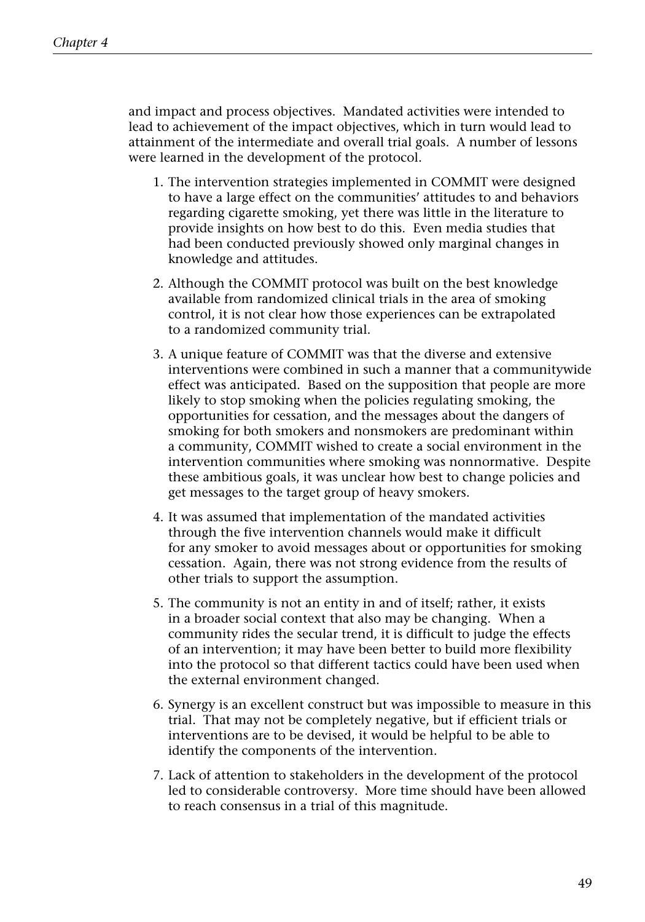and impact and process objectives. Mandated activities were intended to lead to achievement of the impact objectives, which in turn would lead to attainment of the intermediate and overall trial goals. A number of lessons were learned in the development of the protocol.

1. The intervention strategies implemented in COMMIT were designed to have a large effect on the communities' attitudes to and behaviors regarding cigarette smoking, yet there was little in the literature to provide insights on how best to do this. Even media studies that had been conducted previously showed only marginal changes in knowledge and attitudes.

2. Although the COMMIT protocol was built on the best knowledge available from randomized clinical trials in the area of smoking control, it is not clear how those experiences can be extrapolated to a randomized community trial.

3. A unique feature of COMMIT was that the diverse and extensive interventions were combined in such a manner that a communitywide effect was anticipated. Based on the supposition that people are more likely to stop smoking when the policies regulating smoking, the opportunities for cessation, and the messages about the dangers of smoking for both smokers and nonsmokers are predominant within a community, COMMIT wished to create a social environment in the intervention communities where smoking was nonnormative. Despite these ambitious goals, it was unclear how best to change policies and get messages to the target group of heavy smokers.

4. It was assumed that implementation of the mandated activities through the five intervention channels would make it difficult for any smoker to avoid messages about or opportunities for smoking cessation. Again, there was not strong evidence from the results of other trials to support the assumption.

5. The community is not an entity in and of itself; rather, it exists in a broader social context that also may be changing. When a community rides the secular trend, it is difficult to judge the effects of an intervention; it may have been better to build more flexibility into the protocol so that different tactics could have been used when the external environment changed.

6. Synergy is an excellent construct but was impossible to measure in this trial. That may not be completely negative, but if efficient trials or interventions are to be devised, it would be helpful to be able to identify the components of the intervention.

7. Lack of attention to stakeholders in the development of the protocol led to considerable controversy. More time should have been allowed to reach consensus in a trial of this magnitude.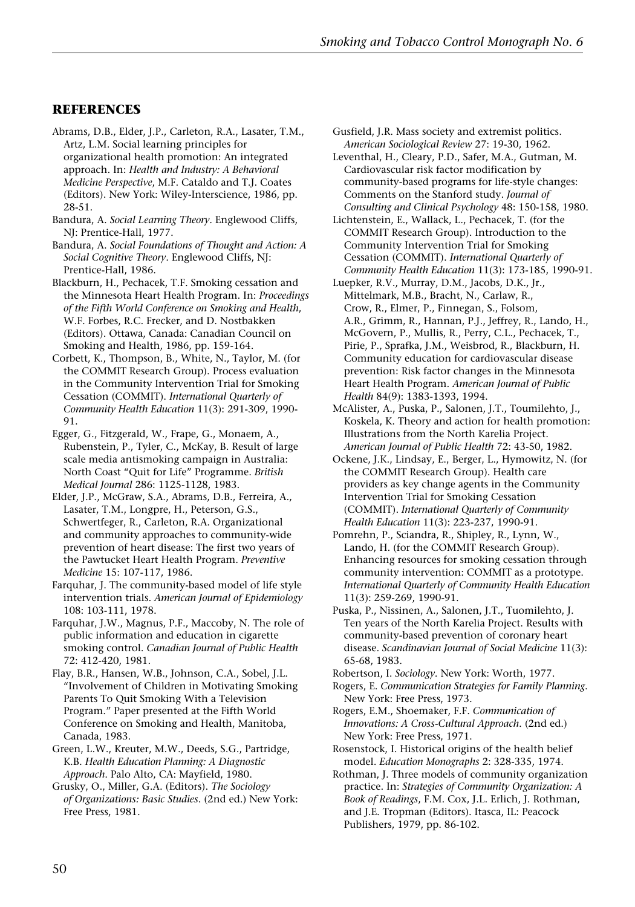## REFERENCES

Abrams, D.B., Elder, J.P., Carleton, R.A., Lasater, T.M., Artz, L.M. Social learning principles for organizational health promotion: An integrated approach. In: *Health and Industry: A Behavioral Medicine Perspective*, M.F. Cataldo and T.J. Coates (Editors). New York: Wiley-Interscience, 1986, pp. 28-51.

Bandura, A. *Social Learning Theory*. Englewood Cliffs, NJ: Prentice-Hall, 1977.

Bandura, A. *Social Foundations of Thought and Action: A Social Cognitive Theory*. Englewood Cliffs, NJ: Prentice-Hall, 1986.

Blackburn, H., Pechacek, T.F. Smoking cessation and the Minnesota Heart Health Program. In: *Proceedings of the Fifth World Conference on Smoking and Health*, W.F. Forbes, R.C. Frecker, and D. Nostbakken (Editors). Ottawa, Canada: Canadian Council on Smoking and Health, 1986, pp. 159-164.

Corbett, K., Thompson, B., White, N., Taylor, M. (for the COMMIT Research Group). Process evaluation in the Community Intervention Trial for Smoking Cessation (COMMIT). *International Quarterly of Community Health Education* 11(3): 291-309, 1990-91.

Egger, G., Fitzgerald, W., Frape, G., Monaem, A., Rubenstein, P., Tyler, C., McKay, B. Result of large scale media antismoking campaign in Australia: North Coast "Quit for Life" Programme. *British Medical Journal* 286: 1125-1128, 1983.

Elder, J.P., McGraw, S.A., Abrams, D.B., Ferreira, A., Lasater, T.M., Longpre, H., Peterson, G.S., Schwertfeger, R., Carleton, R.A. Organizational and community approaches to community-wide prevention of heart disease: The first two years of the Pawtucket Heart Health Program. *Preventive Medicine* 15: 107-117, 1986.

Farquhar, J. The community-based model of life style intervention trials. *American Journal of Epidemiology* 108: 103-111, 1978.

Farquhar, J.W., Magnus, P.F., Maccoby, N. The role of public information and education in cigarette smoking control. *Canadian Journal of Public Health* 72: 412-420, 1981.

Flay, B.R., Hansen, W.B., Johnson, C.A., Sobel, J.L. "Involvement of Children in Motivating Smoking Parents To Quit Smoking With a Television Program." Paper presented at the Fifth World Conference on Smoking and Health, Manitoba, Canada, 1983.

Green, L.W., Kreuter, M.W., Deeds, S.G., Partridge, K.B. *Health Education Planning: A Diagnostic Approach*. Palo Alto, CA: Mayfield, 1980.

Grusky, O., Miller, G.A. (Editors). *The Sociology of Organizations: Basic Studies*. (2nd ed.) New York: Free Press, 1981.

Gusfield, J.R. Mass society and extremist politics. *American Sociological Review* 27: 19-30, 1962.

Leventhal, H., Cleary, P.D., Safer, M.A., Gutman, M. Cardiovascular risk factor modification by community-based programs for life-style changes: Comments on the Stanford study. *Journal of Consulting and Clinical Psychology* 48: 150-158, 1980.

Lichtenstein, E., Wallack, L., Pechacek, T. (for the COMMIT Research Group). Introduction to the Community Intervention Trial for Smoking Cessation (COMMIT). *International Quarterly of Community Health Education* 11(3): 173-185, 1990-91.

Luepker, R.V., Murray, D.M., Jacobs, D.K., Jr., Mittelmark, M.B., Bracht, N., Carlaw, R., Crow, R., Elmer, P., Finnegan, S., Folsom, A.R., Grimm, R., Hannan, P.J., Jeffrey, R., Lando, H., McGovern, P., Mullis, R., Perry, C.L., Pechacek, T., Pirie, P., Sprafka, J.M., Weisbrod, R., Blackburn, H. Community education for cardiovascular disease prevention: Risk factor changes in the Minnesota Heart Health Program. *American Journal of Public Health* 84(9): 1383-1393, 1994.

McAlister, A., Puska, P., Salonen, J.T., Toumilehto, J., Koskela, K. Theory and action for health promotion: Illustrations from the North Karelia Project. *American Journal of Public Health* 72: 43-50, 1982.

Ockene, J.K., Lindsay, E., Berger, L., Hymowitz, N. (for the COMMIT Research Group). Health care providers as key change agents in the Community Intervention Trial for Smoking Cessation (COMMIT). *International Quarterly of Community Health Education* 11(3): 223-237, 1990-91.

Pomrehn, P., Sciandra, R., Shipley, R., Lynn, W., Lando, H. (for the COMMIT Research Group). Enhancing resources for smoking cessation through community intervention: COMMIT as a prototype. *International Quarterly of Community Health Education* 11(3): 259-269, 1990-91.

Puska, P., Nissinen, A., Salonen, J.T., Tuomilehto, J. Ten years of the North Karelia Project. Results with community-based prevention of coronary heart disease. *Scandinavian Journal of Social Medicine* 11(3): 65-68, 1983.

Robertson, I. *Sociology*. New York: Worth, 1977.

Rogers, E. *Communication Strategies for Family Planning*. New York: Free Press, 1973.

Rogers, E.M., Shoemaker, F.F. *Communication of Innovations: A Cross-Cultural Approach*. (2nd ed.) New York: Free Press, 1971.

Rosenstock, I. Historical origins of the health belief model. *Education Monographs* 2: 328-335, 1974.

Rothman, J. Three models of community organization practice. In: *Strategies of Community Organization: A Book of Readings*, F.M. Cox, J.L. Erlich, J. Rothman, and J.E. Tropman (Editors). Itasca, IL: Peacock Publishers, 1979, pp. 86-102.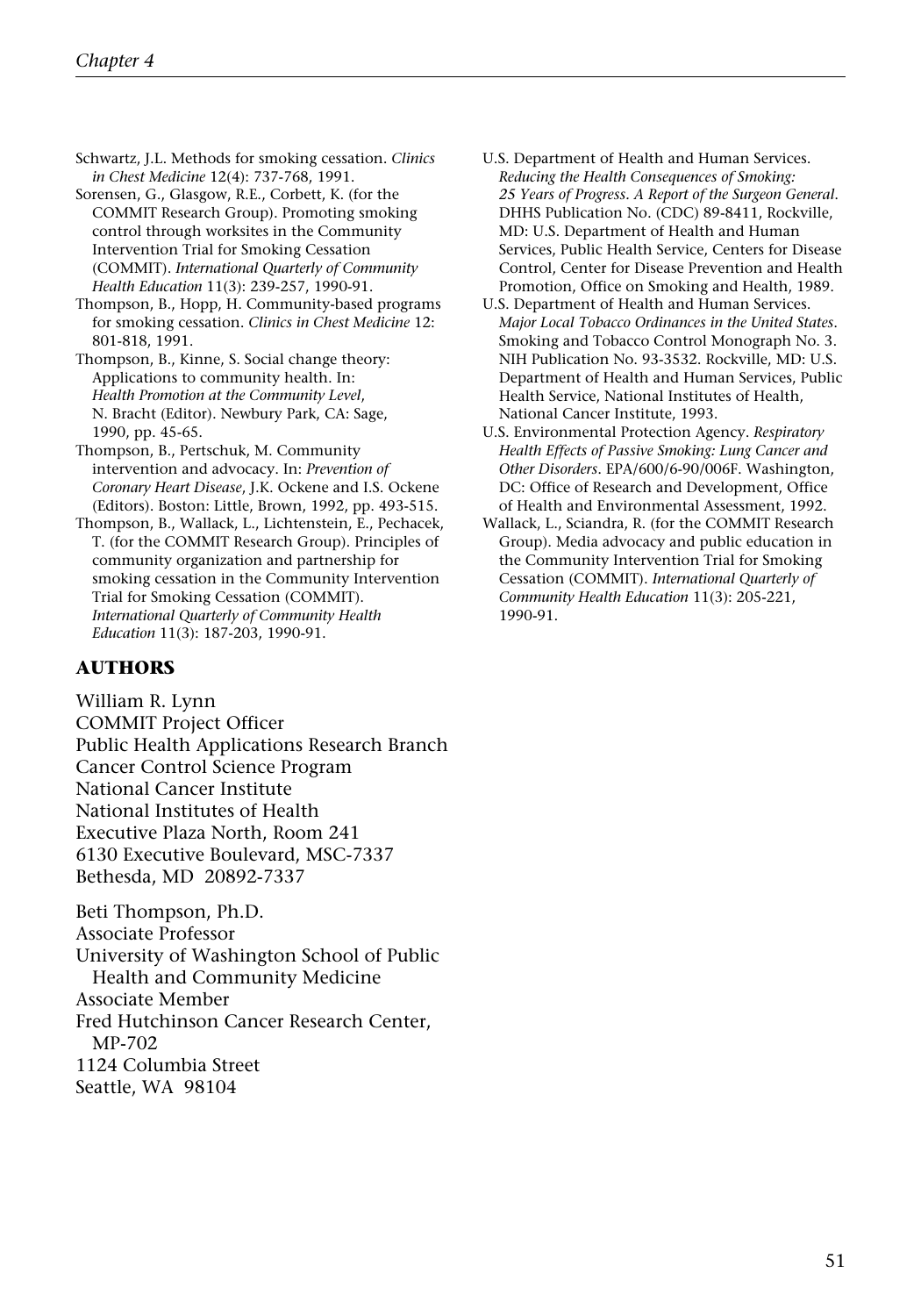Schwartz, J.L. Methods for smoking cessation. *Clinics in Chest Medicine* 12(4): 737-768, 1991.

Sorensen, G., Glasgow, R.E., Corbett, K. (for the COMMIT Research Group). Promoting smoking control through worksites in the Community Intervention Trial for Smoking Cessation (COMMIT). *International Quarterly of Community Health Education* 11(3): 239-257, 1990-91.

Thompson, B., Hopp, H. Community-based programs for smoking cessation. *Clinics in Chest Medicine* 12: 801-818, 1991.

Thompson, B., Kinne, S. Social change theory: Applications to community health. In: *Health Promotion at the Community Level*, N. Bracht (Editor). Newbury Park, CA: Sage, 1990, pp. 45-65.

Thompson, B., Pertschuk, M. Community intervention and advocacy. In: *Prevention of Coronary Heart Disease*, J.K. Ockene and I.S. Ockene (Editors). Boston: Little, Brown, 1992, pp. 493-515.

Thompson, B., Wallack, L., Lichtenstein, E., Pechacek, T. (for the COMMIT Research Group). Principles of community organization and partnership for smoking cessation in the Community Intervention Trial for Smoking Cessation (COMMIT). *International Quarterly of Community Health Education* 11(3): 187-203, 1990-91.

U.S. Department of Health and Human Services. *Reducing the Health Consequences of Smoking: 25 Years of Progress. A Report of the Surgeon General.* DHHS Publication No. (CDC) 89-8411, Rockville, MD: U.S. Department of Health and Human Services, Public Health Service, Centers for Disease Control, Center for Disease Prevention and Health Promotion, Office on Smoking and Health, 1989.

U.S. Department of Health and Human Services. *Major Local Tobacco Ordinances in the United States*. Smoking and Tobacco Control Monograph No. 3. NIH Publication No. 93-3532. Rockville, MD: U.S. Department of Health and Human Services, Public Health Service, National Institutes of Health, National Cancer Institute, 1993.

U.S. Environmental Protection Agency. *Respiratory Health Effects of Passive Smoking: Lung Cancer and Other Disorders*. EPA/600/6-90/006F. Washington, DC: Office of Research and Development, Office of Health and Environmental Assessment, 1992.

Wallack, L., Sciandra, R. (for the COMMIT Research Group). Media advocacy and public education in the Community Intervention Trial for Smoking Cessation (COMMIT). *International Quarterly of Community Health Education* 11(3): 205-221, 1990-91.

## AUTHORS

William R. Lynn
COMMIT Project Officer
Public Health Applications Research Branch
Cancer Control Science Program
National Cancer Institute
National Institutes of Health
Executive Plaza North, Room 241
6130 Executive Boulevard, MSC-7337
Bethesda, MD 20892-7337

Beti Thompson, Ph.D.
Associate Professor
University of Washington School of Public Health and Community Medicine
Associate Member
Fred Hutchinson Cancer Research Center, MP-702
1124 Columbia Street
Seattle, WA 98104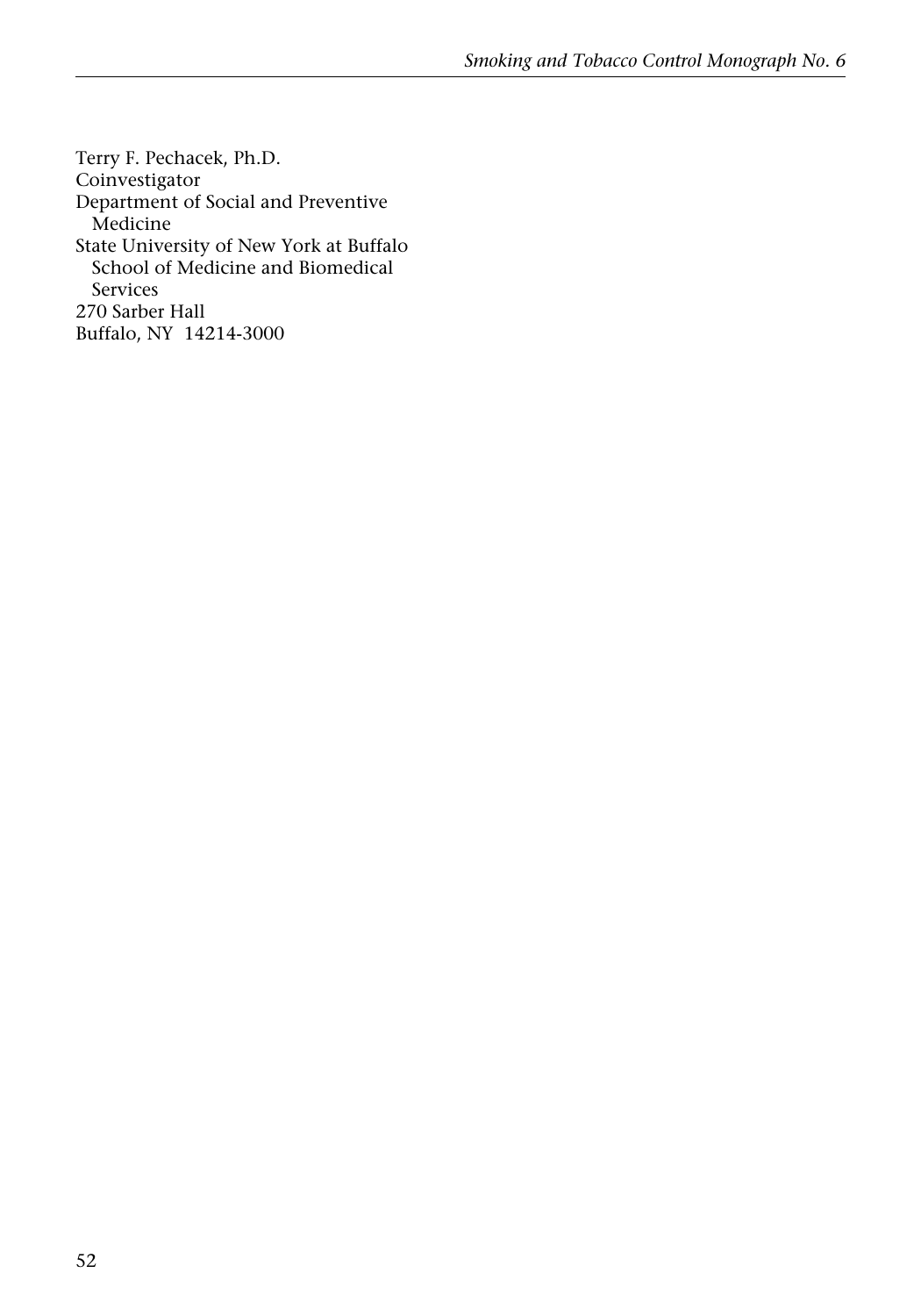Terry F. Pechacek, Ph.D.
Coinvestigator
Department of Social and Preventive Medicine
State University of New York at Buffalo School of Medicine and Biomedical Services
270 Sarber Hall
Buffalo, NY 14214-3000